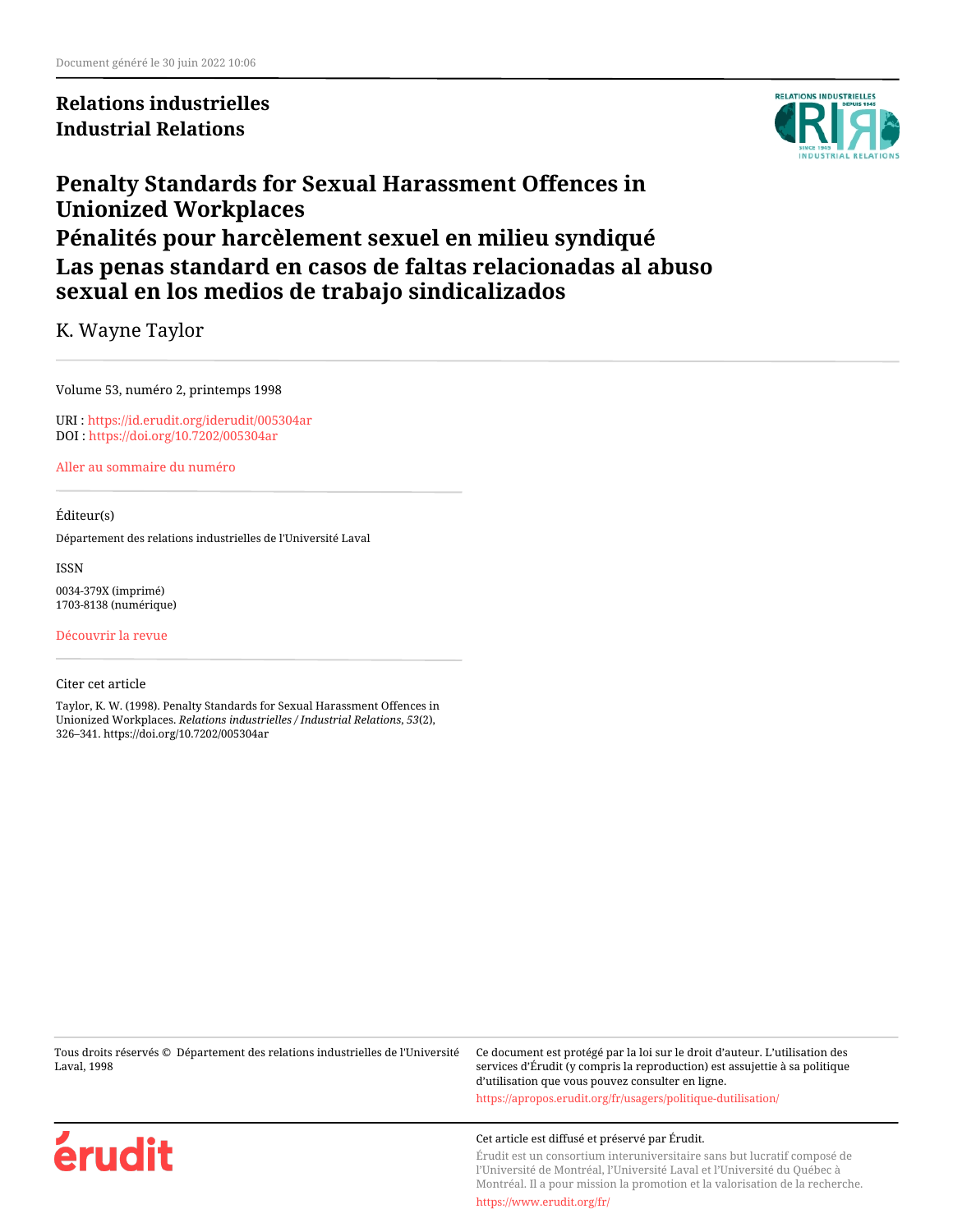Document généré le 30 juin 2022 10:06

**Relations industrielles**
**Industrial Relations**

# Penalty Standards for Sexual Harassment Offences in Unionized Workplaces
# Pénalités pour harcèlement sexuel en milieu syndiqué
# Las penas standard en casos de faltas relacionadas al abuso sexual en los medios de trabajo sindicalizados

K. Wayne Taylor

Volume 53, numéro 2, printemps 1998

URI : https://id.erudit.org/iderudit/005304ar
DOI : https://doi.org/10.7202/005304ar

Aller au sommaire du numéro

Éditeur(s)

Département des relations industrielles de l'Université Laval

ISSN

0034-379X (imprimé)
1703-8138 (numérique)

Découvrir la revue

Citer cet article

Taylor, K. W. (1998). Penalty Standards for Sexual Harassment Offences in Unionized Workplaces. *Relations industrielles / Industrial Relations*, *53*(2), 326–341. https://doi.org/10.7202/005304ar

Tous droits réservés © Département des relations industrielles de l'Université Laval, 1998

Ce document est protégé par la loi sur le droit d'auteur. L'utilisation des services d'Érudit (y compris la reproduction) est assujettie à sa politique d'utilisation que vous pouvez consulter en ligne.

https://apropos.erudit.org/fr/usagers/politique-dutilisation/

Cet article est diffusé et préservé par Érudit.

Érudit est un consortium interuniversitaire sans but lucratif composé de l'Université de Montréal, l'Université Laval et l'Université du Québec à Montréal. Il a pour mission la promotion et la valorisation de la recherche.

https://www.erudit.org/fr/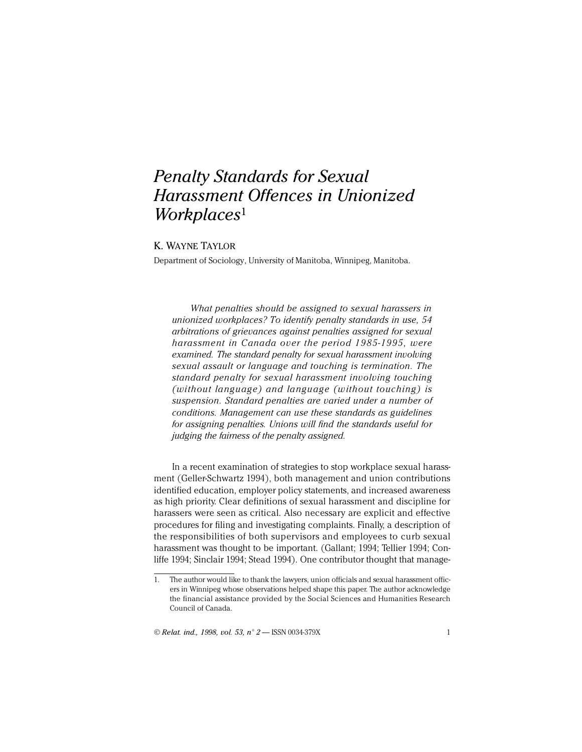# *Penalty Standards for Sexual Harassment Offences in Unionized Workplaces*[1]

K. Wayne Taylor

Department of Sociology, University of Manitoba, Winnipeg, Manitoba.

*What penalties should be assigned to sexual harassers in unionized workplaces? To identify penalty standards in use, 54 arbitrations of grievances against penalties assigned for sexual harassment in Canada over the period 1985-1995, were examined. The standard penalty for sexual harassment involving sexual assault or language and touching is termination. The standard penalty for sexual harassment involving touching (without language) and language (without touching) is suspension. Standard penalties are varied under a number of conditions. Management can use these standards as guidelines for assigning penalties. Unions will find the standards useful for judging the fairness of the penalty assigned.*

In a recent examination of strategies to stop workplace sexual harassment (Geller-Schwartz 1994), both management and union contributions identified education, employer policy statements, and increased awareness as high priority. Clear definitions of sexual harassment and discipline for harassers were seen as critical. Also necessary are explicit and effective procedures for filing and investigating complaints. Finally, a description of the responsibilities of both supervisors and employees to curb sexual harassment was thought to be important. (Gallant; 1994; Tellier 1994; Conliffe 1994; Sinclair 1994; Stead 1994). One contributor thought that manage-

1. The author would like to thank the lawyers, union officials and sexual harassment officers in Winnipeg whose observations helped shape this paper. The author acknowledge the financial assistance provided by the Social Sciences and Humanities Research Council of Canada.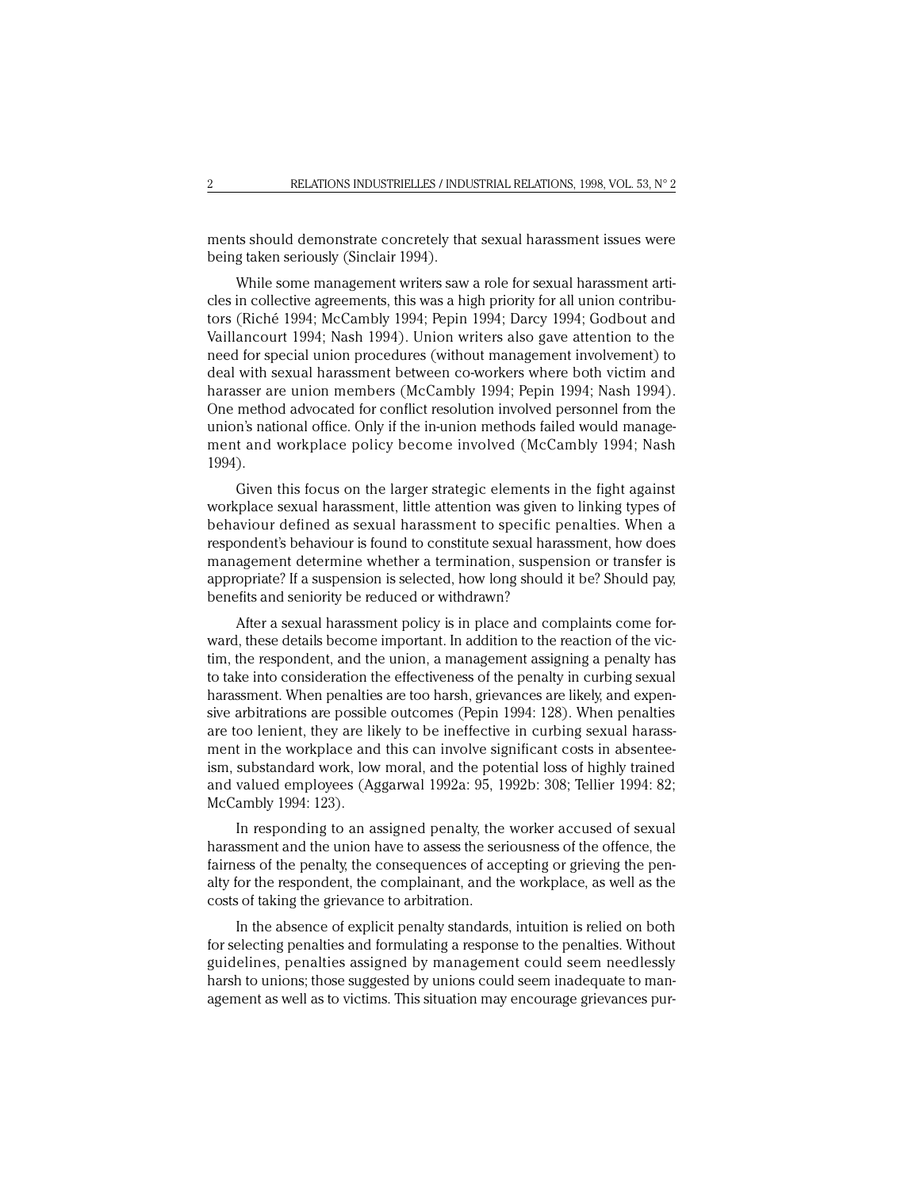ments should demonstrate concretely that sexual harassment issues were being taken seriously (Sinclair 1994).

While some management writers saw a role for sexual harassment articles in collective agreements, this was a high priority for all union contributors (Riché 1994; McCambly 1994; Pepin 1994; Darcy 1994; Godbout and Vaillancourt 1994; Nash 1994). Union writers also gave attention to the need for special union procedures (without management involvement) to deal with sexual harassment between co-workers where both victim and harasser are union members (McCambly 1994; Pepin 1994; Nash 1994). One method advocated for conflict resolution involved personnel from the union's national office. Only if the in-union methods failed would management and workplace policy become involved (McCambly 1994; Nash 1994).

Given this focus on the larger strategic elements in the fight against workplace sexual harassment, little attention was given to linking types of behaviour defined as sexual harassment to specific penalties. When a respondent's behaviour is found to constitute sexual harassment, how does management determine whether a termination, suspension or transfer is appropriate? If a suspension is selected, how long should it be? Should pay, benefits and seniority be reduced or withdrawn?

After a sexual harassment policy is in place and complaints come forward, these details become important. In addition to the reaction of the victim, the respondent, and the union, a management assigning a penalty has to take into consideration the effectiveness of the penalty in curbing sexual harassment. When penalties are too harsh, grievances are likely, and expensive arbitrations are possible outcomes (Pepin 1994: 128). When penalties are too lenient, they are likely to be ineffective in curbing sexual harassment in the workplace and this can involve significant costs in absenteeism, substandard work, low moral, and the potential loss of highly trained and valued employees (Aggarwal 1992a: 95, 1992b: 308; Tellier 1994: 82; McCambly 1994: 123).

In responding to an assigned penalty, the worker accused of sexual harassment and the union have to assess the seriousness of the offence, the fairness of the penalty, the consequences of accepting or grieving the penalty for the respondent, the complainant, and the workplace, as well as the costs of taking the grievance to arbitration.

In the absence of explicit penalty standards, intuition is relied on both for selecting penalties and formulating a response to the penalties. Without guidelines, penalties assigned by management could seem needlessly harsh to unions; those suggested by unions could seem inadequate to management as well as to victims. This situation may encourage grievances pur-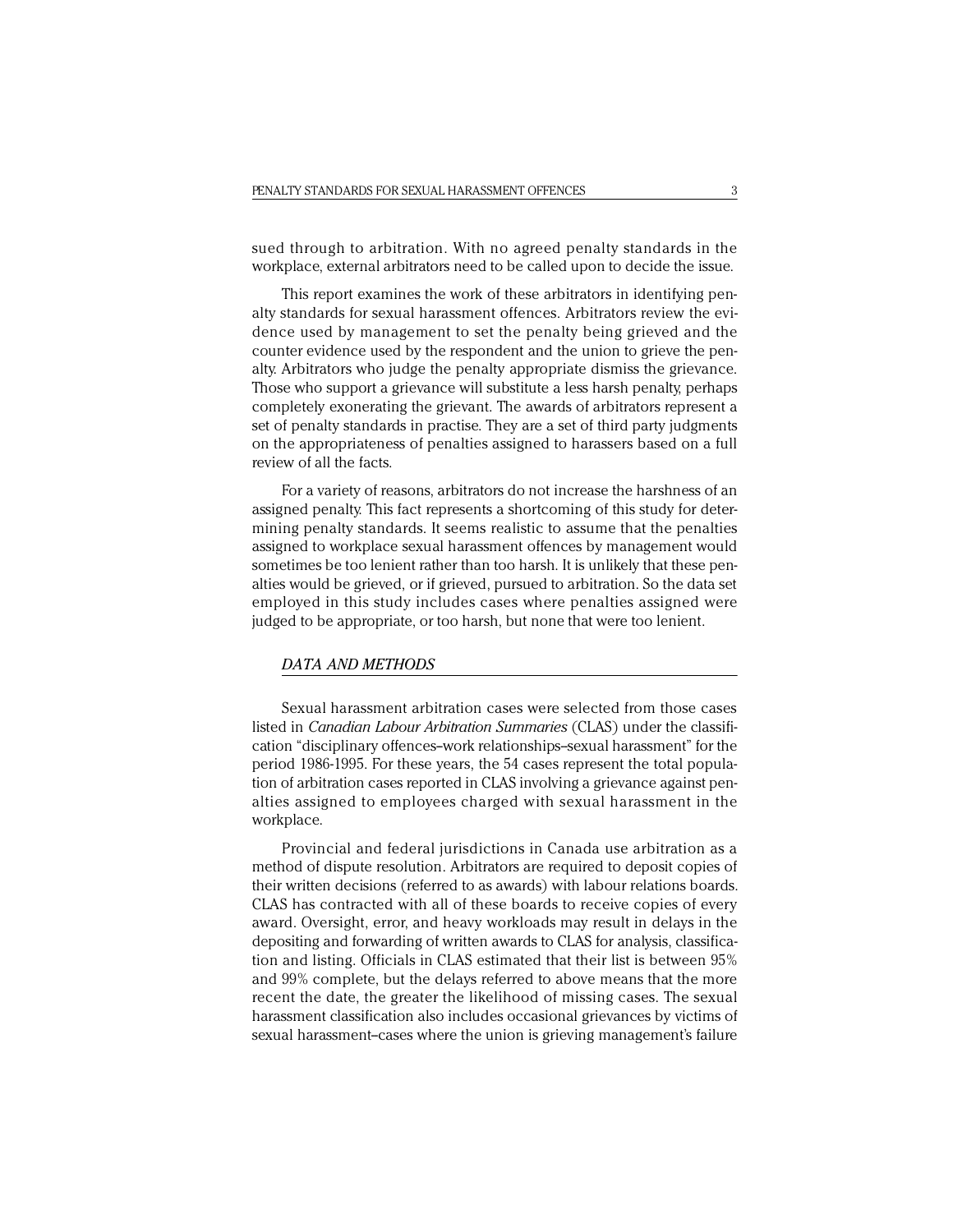sued through to arbitration. With no agreed penalty standards in the workplace, external arbitrators need to be called upon to decide the issue.

This report examines the work of these arbitrators in identifying penalty standards for sexual harassment offences. Arbitrators review the evidence used by management to set the penalty being grieved and the counter evidence used by the respondent and the union to grieve the penalty. Arbitrators who judge the penalty appropriate dismiss the grievance. Those who support a grievance will substitute a less harsh penalty, perhaps completely exonerating the grievant. The awards of arbitrators represent a set of penalty standards in practise. They are a set of third party judgments on the appropriateness of penalties assigned to harassers based on a full review of all the facts.

For a variety of reasons, arbitrators do not increase the harshness of an assigned penalty. This fact represents a shortcoming of this study for determining penalty standards. It seems realistic to assume that the penalties assigned to workplace sexual harassment offences by management would sometimes be too lenient rather than too harsh. It is unlikely that these penalties would be grieved, or if grieved, pursued to arbitration. So the data set employed in this study includes cases where penalties assigned were judged to be appropriate, or too harsh, but none that were too lenient.

## *DATA AND METHODS*

Sexual harassment arbitration cases were selected from those cases listed in *Canadian Labour Arbitration Summaries* (CLAS) under the classification "disciplinary offences–work relationships–sexual harassment" for the period 1986-1995. For these years, the 54 cases represent the total population of arbitration cases reported in CLAS involving a grievance against penalties assigned to employees charged with sexual harassment in the workplace.

Provincial and federal jurisdictions in Canada use arbitration as a method of dispute resolution. Arbitrators are required to deposit copies of their written decisions (referred to as awards) with labour relations boards. CLAS has contracted with all of these boards to receive copies of every award. Oversight, error, and heavy workloads may result in delays in the depositing and forwarding of written awards to CLAS for analysis, classification and listing. Officials in CLAS estimated that their list is between 95% and 99% complete, but the delays referred to above means that the more recent the date, the greater the likelihood of missing cases. The sexual harassment classification also includes occasional grievances by victims of sexual harassment–cases where the union is grieving management's failure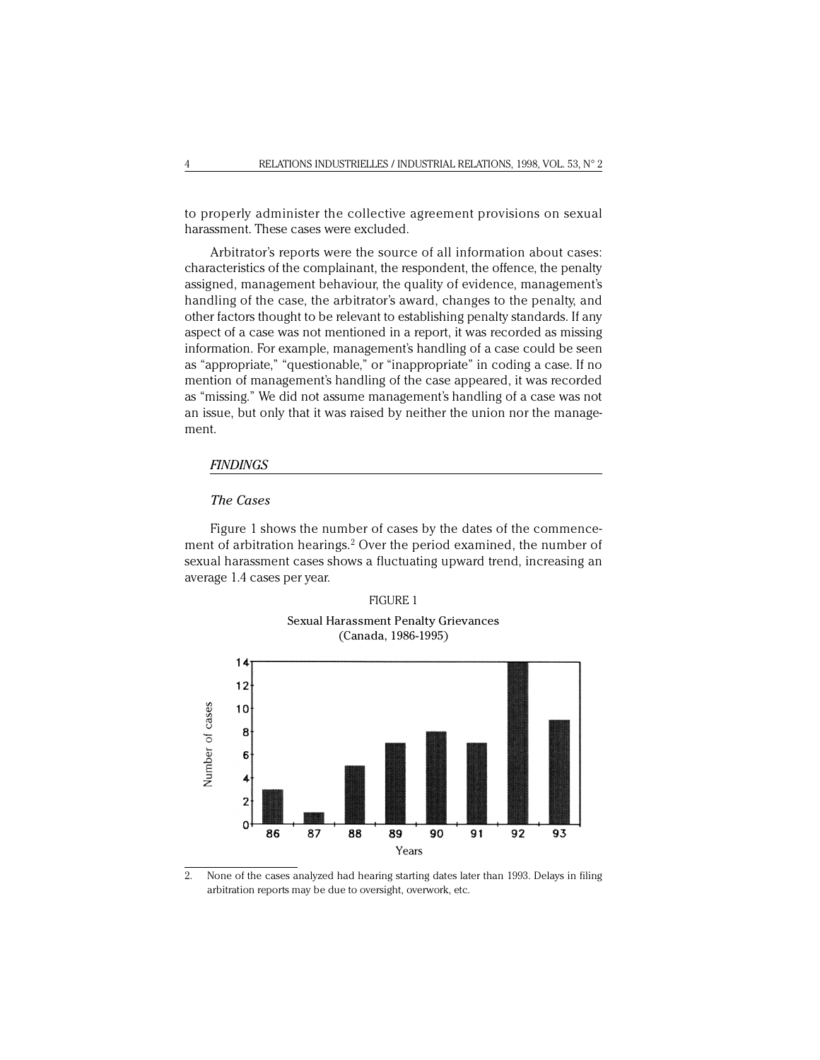to properly administer the collective agreement provisions on sexual harassment. These cases were excluded.

Arbitrator's reports were the source of all information about cases: characteristics of the complainant, the respondent, the offence, the penalty assigned, management behaviour, the quality of evidence, management's handling of the case, the arbitrator's award, changes to the penalty, and other factors thought to be relevant to establishing penalty standards. If any aspect of a case was not mentioned in a report, it was recorded as missing information. For example, management's handling of a case could be seen as "appropriate," "questionable," or "inappropriate" in coding a case. If no mention of management's handling of the case appeared, it was recorded as "missing." We did not assume management's handling of a case was not an issue, but only that it was raised by neither the union nor the management.

## *FINDINGS*

### *The Cases*

Figure 1 shows the number of cases by the dates of the commencement of arbitration hearings.[2] Over the period examined, the number of sexual harassment cases shows a fluctuating upward trend, increasing an average 1.4 cases per year.

FIGURE 1

Sexual Harassment Penalty Grievances
(Canada, 1986-1995)

| Years | 86 | 87 | 88 | 89 | 90 | 91 | 92 | 93 |
|---|---|---|---|---|---|---|---|---|
| Number of cases | 3 | 1 | 5 | 7 | 8 | 7 | 14 | 9 |

2. None of the cases analyzed had hearing starting dates later than 1993. Delays in filing arbitration reports may be due to oversight, overwork, etc.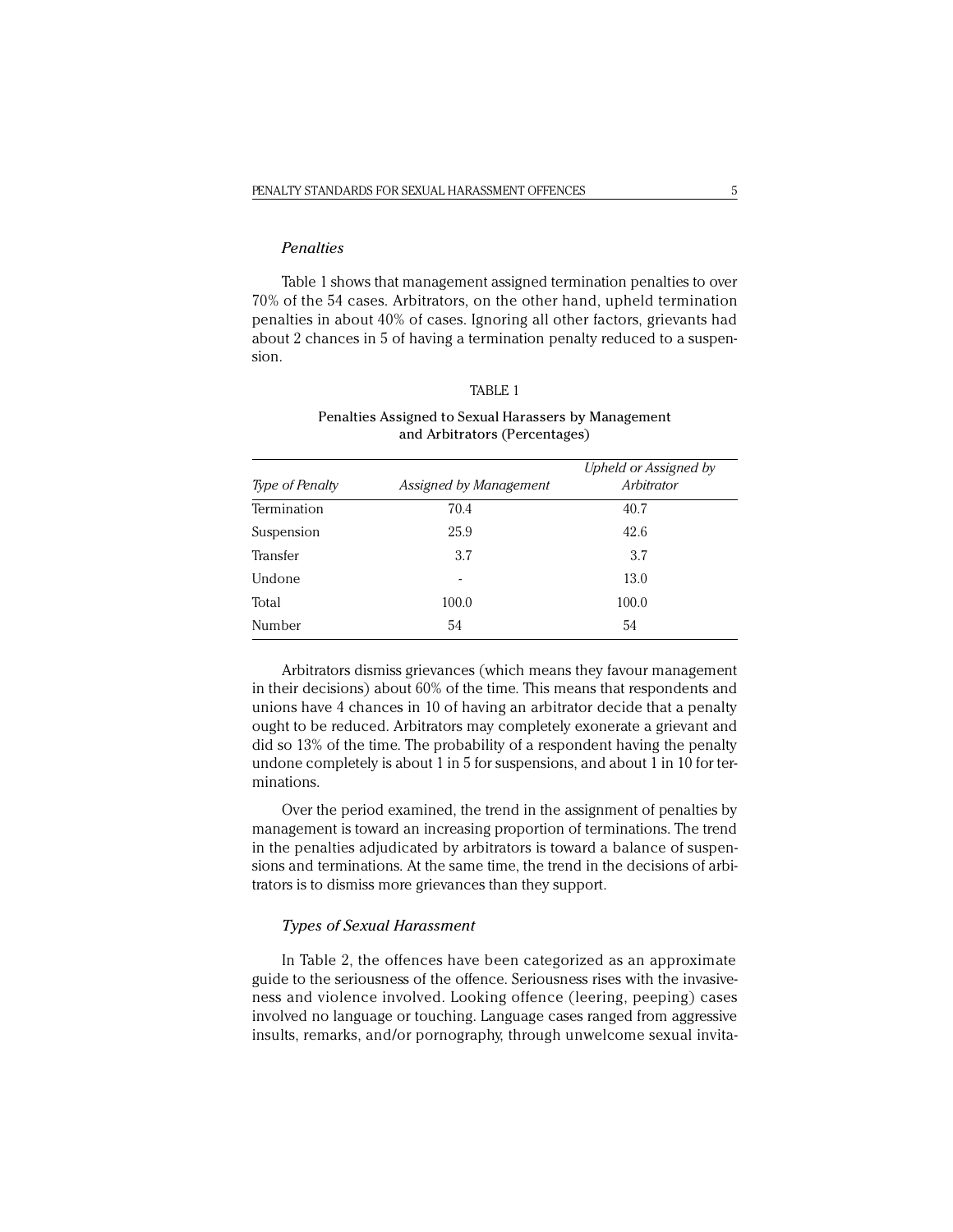### *Penalties*

Table 1 shows that management assigned termination penalties to over 70% of the 54 cases. Arbitrators, on the other hand, upheld termination penalties in about 40% of cases. Ignoring all other factors, grievants had about 2 chances in 5 of having a termination penalty reduced to a suspension.

TABLE 1

Penalties Assigned to Sexual Harassers by Management and Arbitrators (Percentages)

| *Type of Penalty* | *Assigned by Management* | *Upheld or Assigned by Arbitrator* |
|---|---|---|
| Termination | 70.4 | 40.7 |
| Suspension | 25.9 | 42.6 |
| Transfer | 3.7 | 3.7 |
| Undone | - | 13.0 |
| Total | 100.0 | 100.0 |
| Number | 54 | 54 |

Arbitrators dismiss grievances (which means they favour management in their decisions) about 60% of the time. This means that respondents and unions have 4 chances in 10 of having an arbitrator decide that a penalty ought to be reduced. Arbitrators may completely exonerate a grievant and did so 13% of the time. The probability of a respondent having the penalty undone completely is about 1 in 5 for suspensions, and about 1 in 10 for terminations.

Over the period examined, the trend in the assignment of penalties by management is toward an increasing proportion of terminations. The trend in the penalties adjudicated by arbitrators is toward a balance of suspensions and terminations. At the same time, the trend in the decisions of arbitrators is to dismiss more grievances than they support.

### *Types of Sexual Harassment*

In Table 2, the offences have been categorized as an approximate guide to the seriousness of the offence. Seriousness rises with the invasiveness and violence involved. Looking offence (leering, peeping) cases involved no language or touching. Language cases ranged from aggressive insults, remarks, and/or pornography, through unwelcome sexual invita-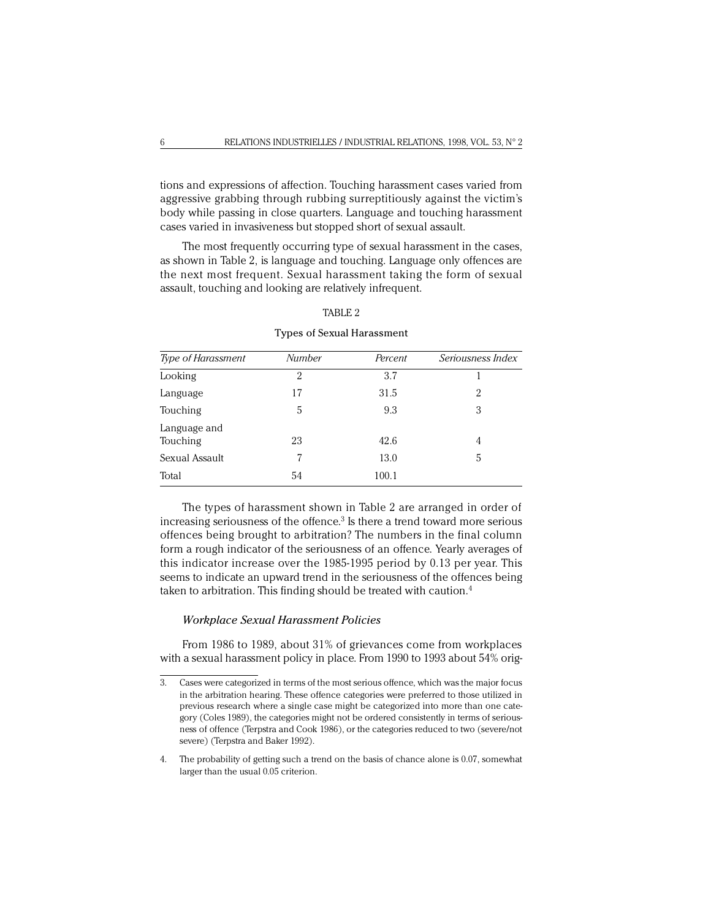tions and expressions of affection. Touching harassment cases varied from aggressive grabbing through rubbing surreptitiously against the victim's body while passing in close quarters. Language and touching harassment cases varied in invasiveness but stopped short of sexual assault.

The most frequently occurring type of sexual harassment in the cases, as shown in Table 2, is language and touching. Language only offences are the next most frequent. Sexual harassment taking the form of sexual assault, touching and looking are relatively infrequent.

TABLE 2

Types of Sexual Harassment

| *Type of Harassment* | *Number* | *Percent* | *Seriousness Index* |
|---|---|---|---|
| Looking | 2 | 3.7 | 1 |
| Language | 17 | 31.5 | 2 |
| Touching | 5 | 9.3 | 3 |
| Language and Touching | 23 | 42.6 | 4 |
| Sexual Assault | 7 | 13.0 | 5 |
| Total | 54 | 100.1 | |

The types of harassment shown in Table 2 are arranged in order of increasing seriousness of the offence.[3] Is there a trend toward more serious offences being brought to arbitration? The numbers in the final column form a rough indicator of the seriousness of an offence. Yearly averages of this indicator increase over the 1985-1995 period by 0.13 per year. This seems to indicate an upward trend in the seriousness of the offences being taken to arbitration. This finding should be treated with caution.[4]

### *Workplace Sexual Harassment Policies*

From 1986 to 1989, about 31% of grievances come from workplaces with a sexual harassment policy in place. From 1990 to 1993 about 54% orig-

3. Cases were categorized in terms of the most serious offence, which was the major focus in the arbitration hearing. These offence categories were preferred to those utilized in previous research where a single case might be categorized into more than one category (Coles 1989), the categories might not be ordered consistently in terms of seriousness of offence (Terpstra and Cook 1986), or the categories reduced to two (severe/not severe) (Terpstra and Baker 1992).

4. The probability of getting such a trend on the basis of chance alone is 0.07, somewhat larger than the usual 0.05 criterion.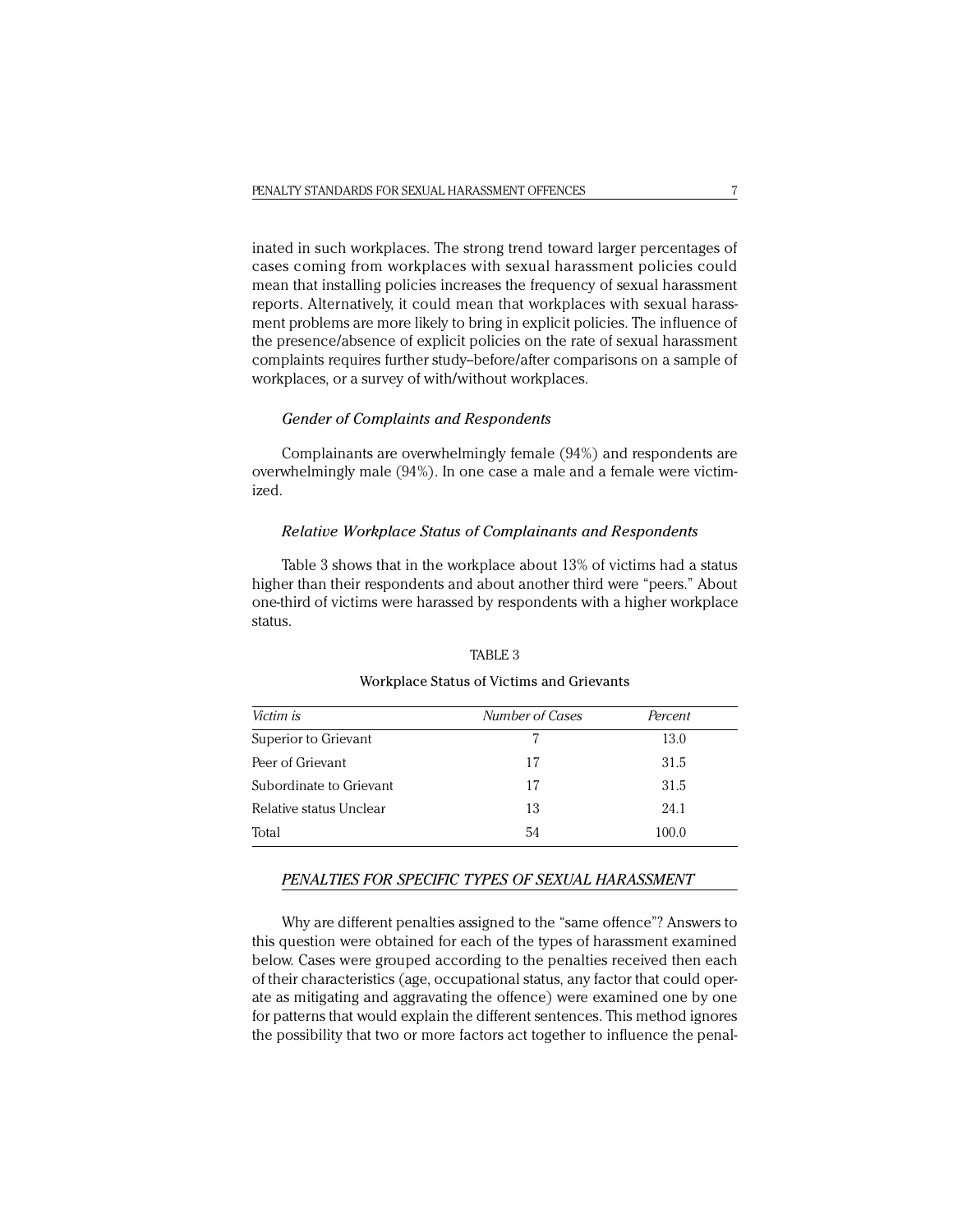inated in such workplaces. The strong trend toward larger percentages of cases coming from workplaces with sexual harassment policies could mean that installing policies increases the frequency of sexual harassment reports. Alternatively, it could mean that workplaces with sexual harassment problems are more likely to bring in explicit policies. The influence of the presence/absence of explicit policies on the rate of sexual harassment complaints requires further study–before/after comparisons on a sample of workplaces, or a survey of with/without workplaces.

### *Gender of Complaints and Respondents*

Complainants are overwhelmingly female (94%) and respondents are overwhelmingly male (94%). In one case a male and a female were victimized.

### *Relative Workplace Status of Complainants and Respondents*

Table 3 shows that in the workplace about 13% of victims had a status higher than their respondents and about another third were "peers." About one-third of victims were harassed by respondents with a higher workplace status.

TABLE 3

Workplace Status of Victims and Grievants

| *Victim is* | *Number of Cases* | *Percent* |
|---|---|---|
| Superior to Grievant | 7 | 13.0 |
| Peer of Grievant | 17 | 31.5 |
| Subordinate to Grievant | 17 | 31.5 |
| Relative status Unclear | 13 | 24.1 |
| Total | 54 | 100.0 |

## *PENALTIES FOR SPECIFIC TYPES OF SEXUAL HARASSMENT*

Why are different penalties assigned to the "same offence"? Answers to this question were obtained for each of the types of harassment examined below. Cases were grouped according to the penalties received then each of their characteristics (age, occupational status, any factor that could operate as mitigating and aggravating the offence) were examined one by one for patterns that would explain the different sentences. This method ignores the possibility that two or more factors act together to influence the penal-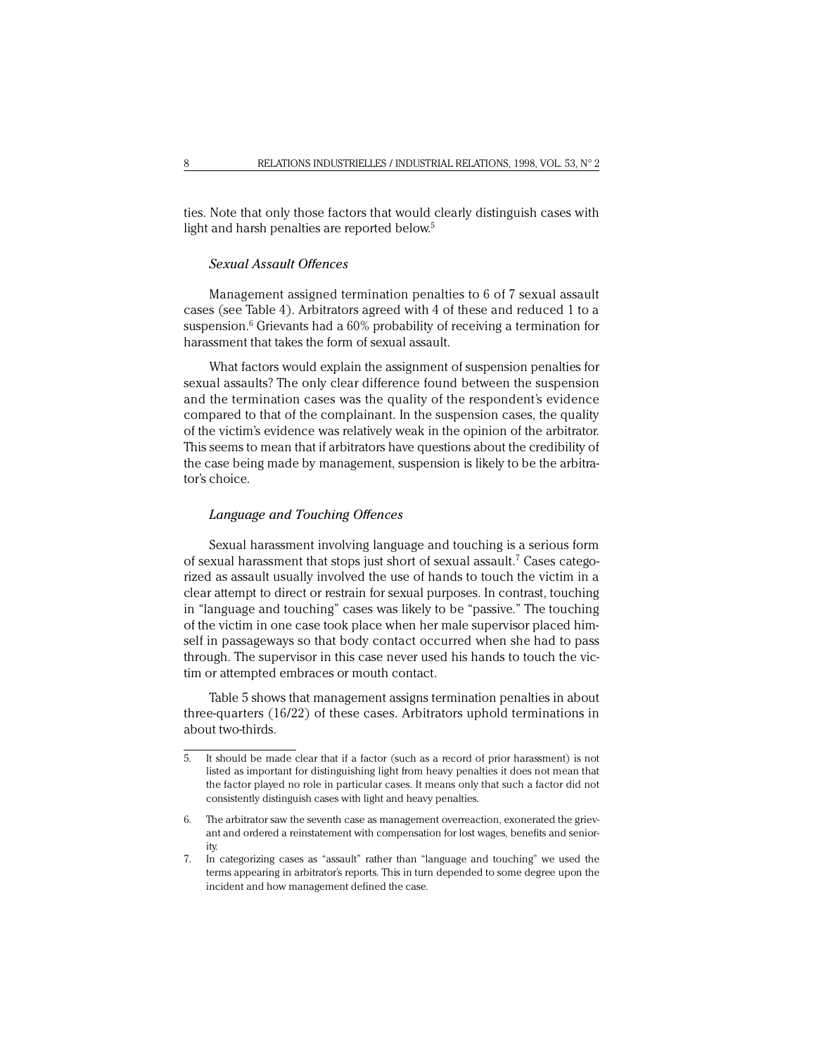ties. Note that only those factors that would clearly distinguish cases with light and harsh penalties are reported below.[5]

### *Sexual Assault Offences*

Management assigned termination penalties to 6 of 7 sexual assault cases (see Table 4). Arbitrators agreed with 4 of these and reduced 1 to a suspension.[6] Grievants had a 60% probability of receiving a termination for harassment that takes the form of sexual assault.

What factors would explain the assignment of suspension penalties for sexual assaults? The only clear difference found between the suspension and the termination cases was the quality of the respondent's evidence compared to that of the complainant. In the suspension cases, the quality of the victim's evidence was relatively weak in the opinion of the arbitrator. This seems to mean that if arbitrators have questions about the credibility of the case being made by management, suspension is likely to be the arbitrator's choice.

### *Language and Touching Offences*

Sexual harassment involving language and touching is a serious form of sexual harassment that stops just short of sexual assault.[7] Cases categorized as assault usually involved the use of hands to touch the victim in a clear attempt to direct or restrain for sexual purposes. In contrast, touching in "language and touching" cases was likely to be "passive." The touching of the victim in one case took place when her male supervisor placed himself in passageways so that body contact occurred when she had to pass through. The supervisor in this case never used his hands to touch the victim or attempted embraces or mouth contact.

Table 5 shows that management assigns termination penalties in about three-quarters (16/22) of these cases. Arbitrators uphold terminations in about two-thirds.

---

5. It should be made clear that if a factor (such as a record of prior harassment) is not listed as important for distinguishing light from heavy penalties it does not mean that the factor played no role in particular cases. It means only that such a factor did not consistently distinguish cases with light and heavy penalties.

6. The arbitrator saw the seventh case as management overreaction, exonerated the grievant and ordered a reinstatement with compensation for lost wages, benefits and seniority.

7. In categorizing cases as "assault" rather than "language and touching" we used the terms appearing in arbitrator's reports. This in turn depended to some degree upon the incident and how management defined the case.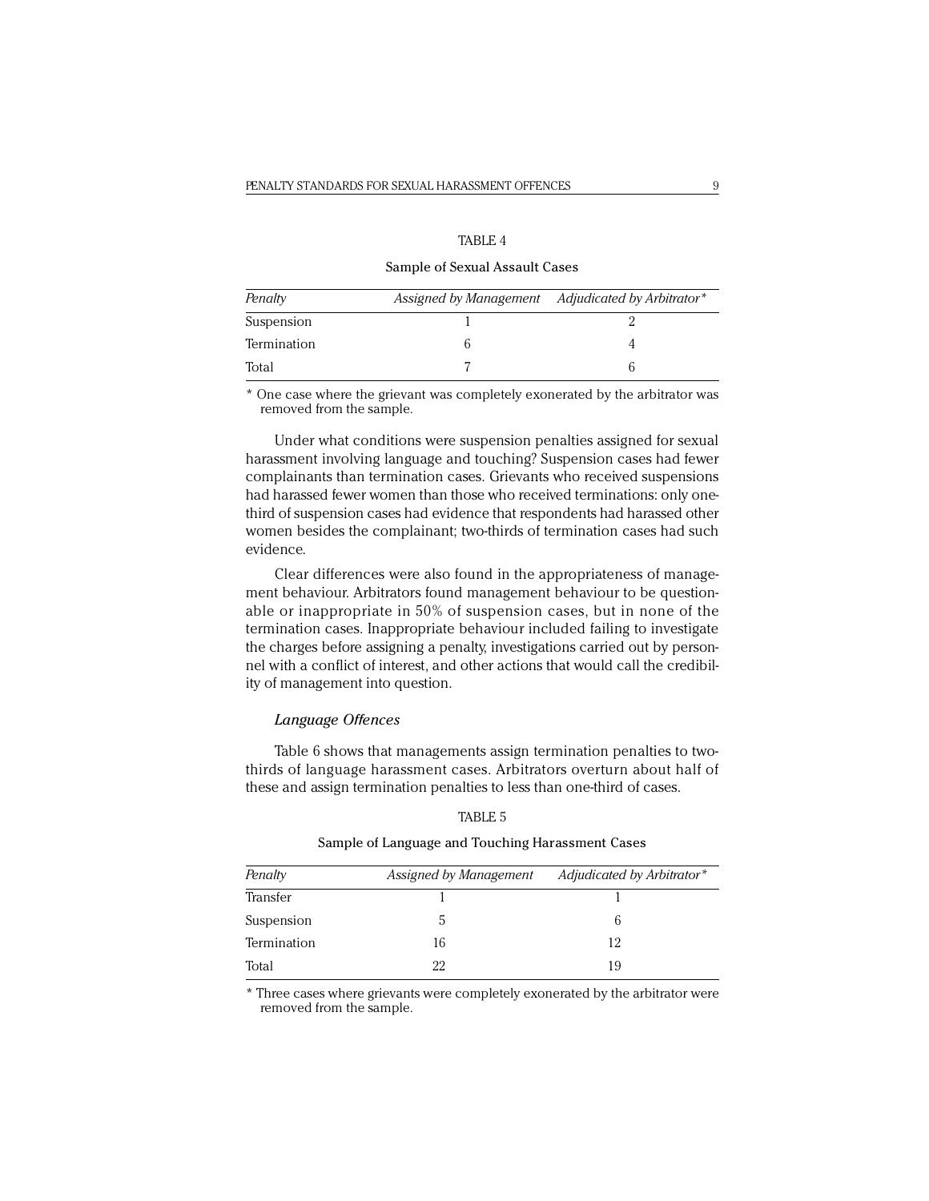TABLE 4

Sample of Sexual Assault Cases

| *Penalty* | *Assigned by Management* | *Adjudicated by Arbitrator** |
|---|---|---|
| Suspension | 1 | 2 |
| Termination | 6 | 4 |
| Total | 7 | 6 |

* One case where the grievant was completely exonerated by the arbitrator was removed from the sample.

Under what conditions were suspension penalties assigned for sexual harassment involving language and touching? Suspension cases had fewer complainants than termination cases. Grievants who received suspensions had harassed fewer women than those who received terminations: only one-third of suspension cases had evidence that respondents had harassed other women besides the complainant; two-thirds of termination cases had such evidence.

Clear differences were also found in the appropriateness of management behaviour. Arbitrators found management behaviour to be questionable or inappropriate in 50% of suspension cases, but in none of the termination cases. Inappropriate behaviour included failing to investigate the charges before assigning a penalty, investigations carried out by personnel with a conflict of interest, and other actions that would call the credibility of management into question.

### *Language Offences*

Table 6 shows that managements assign termination penalties to two-thirds of language harassment cases. Arbitrators overturn about half of these and assign termination penalties to less than one-third of cases.

TABLE 5

Sample of Language and Touching Harassment Cases

| *Penalty* | *Assigned by Management* | *Adjudicated by Arbitrator** |
|---|---|---|
| Transfer | 1 | 1 |
| Suspension | 5 | 6 |
| Termination | 16 | 12 |
| Total | 22 | 19 |

* Three cases where grievants were completely exonerated by the arbitrator were removed from the sample.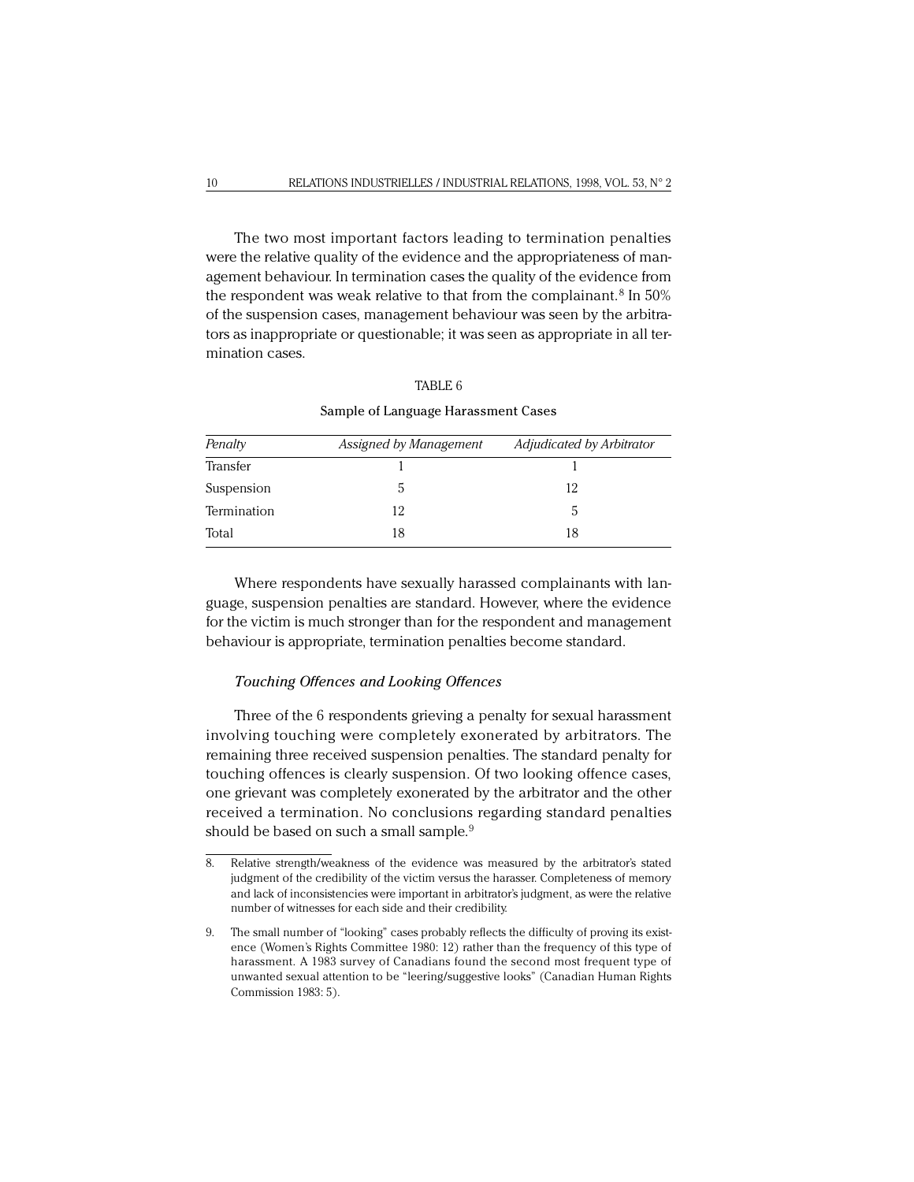The two most important factors leading to termination penalties were the relative quality of the evidence and the appropriateness of management behaviour. In termination cases the quality of the evidence from the respondent was weak relative to that from the complainant.[8] In 50% of the suspension cases, management behaviour was seen by the arbitrators as inappropriate or questionable; it was seen as appropriate in all termination cases.

TABLE 6

Sample of Language Harassment Cases

| *Penalty* | *Assigned by Management* | *Adjudicated by Arbitrator* |
|---|---|---|
| Transfer | 1 | 1 |
| Suspension | 5 | 12 |
| Termination | 12 | 5 |
| Total | 18 | 18 |

Where respondents have sexually harassed complainants with language, suspension penalties are standard. However, where the evidence for the victim is much stronger than for the respondent and management behaviour is appropriate, termination penalties become standard.

### *Touching Offences and Looking Offences*

Three of the 6 respondents grieving a penalty for sexual harassment involving touching were completely exonerated by arbitrators. The remaining three received suspension penalties. The standard penalty for touching offences is clearly suspension. Of two looking offence cases, one grievant was completely exonerated by the arbitrator and the other received a termination. No conclusions regarding standard penalties should be based on such a small sample.[9]

---

8. Relative strength/weakness of the evidence was measured by the arbitrator's stated judgment of the credibility of the victim versus the harasser. Completeness of memory and lack of inconsistencies were important in arbitrator's judgment, as were the relative number of witnesses for each side and their credibility.

9. The small number of "looking" cases probably reflects the difficulty of proving its existence (Women's Rights Committee 1980: 12) rather than the frequency of this type of harassment. A 1983 survey of Canadians found the second most frequent type of unwanted sexual attention to be "leering/suggestive looks" (Canadian Human Rights Commission 1983: 5).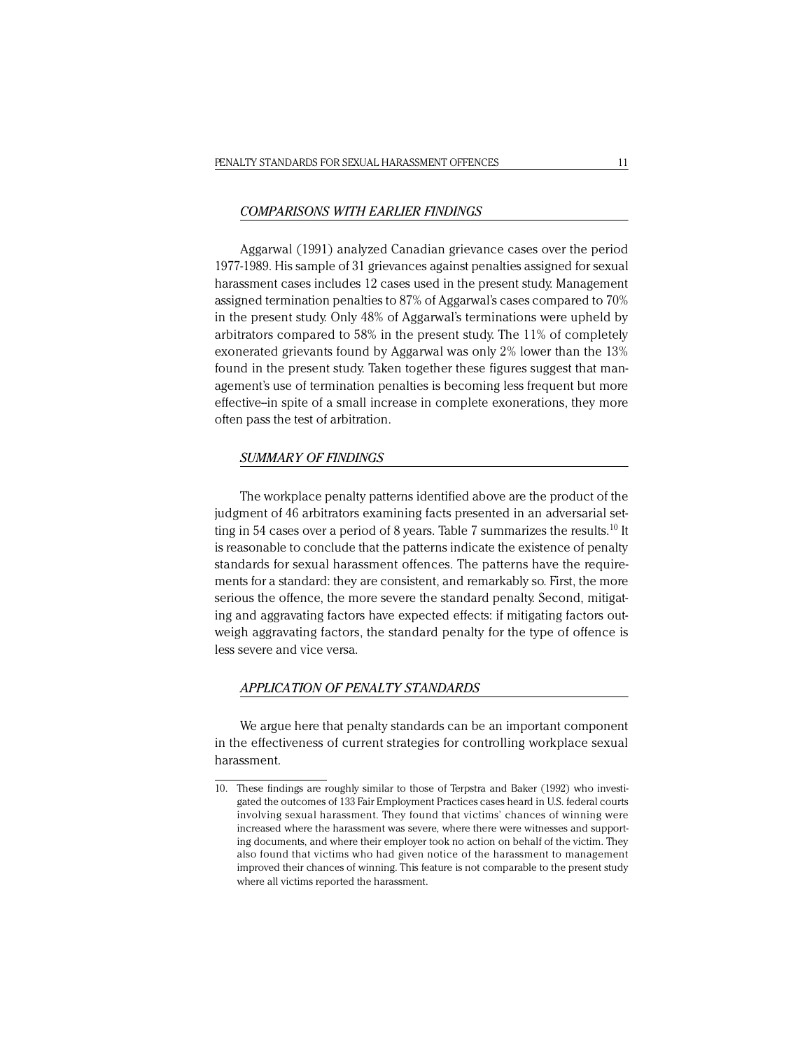### *COMPARISONS WITH EARLIER FINDINGS*

Aggarwal (1991) analyzed Canadian grievance cases over the period 1977-1989. His sample of 31 grievances against penalties assigned for sexual harassment cases includes 12 cases used in the present study. Management assigned termination penalties to 87% of Aggarwal's cases compared to 70% in the present study. Only 48% of Aggarwal's terminations were upheld by arbitrators compared to 58% in the present study. The 11% of completely exonerated grievants found by Aggarwal was only 2% lower than the 13% found in the present study. Taken together these figures suggest that management's use of termination penalties is becoming less frequent but more effective–in spite of a small increase in complete exonerations, they more often pass the test of arbitration.

### *SUMMARY OF FINDINGS*

The workplace penalty patterns identified above are the product of the judgment of 46 arbitrators examining facts presented in an adversarial setting in 54 cases over a period of 8 years. Table 7 summarizes the results.[10] It is reasonable to conclude that the patterns indicate the existence of penalty standards for sexual harassment offences. The patterns have the requirements for a standard: they are consistent, and remarkably so. First, the more serious the offence, the more severe the standard penalty. Second, mitigating and aggravating factors have expected effects: if mitigating factors outweigh aggravating factors, the standard penalty for the type of offence is less severe and vice versa.

### *APPLICATION OF PENALTY STANDARDS*

We argue here that penalty standards can be an important component in the effectiveness of current strategies for controlling workplace sexual harassment.

---

10. These findings are roughly similar to those of Terpstra and Baker (1992) who investigated the outcomes of 133 Fair Employment Practices cases heard in U.S. federal courts involving sexual harassment. They found that victims' chances of winning were increased where the harassment was severe, where there were witnesses and supporting documents, and where their employer took no action on behalf of the victim. They also found that victims who had given notice of the harassment to management improved their chances of winning. This feature is not comparable to the present study where all victims reported the harassment.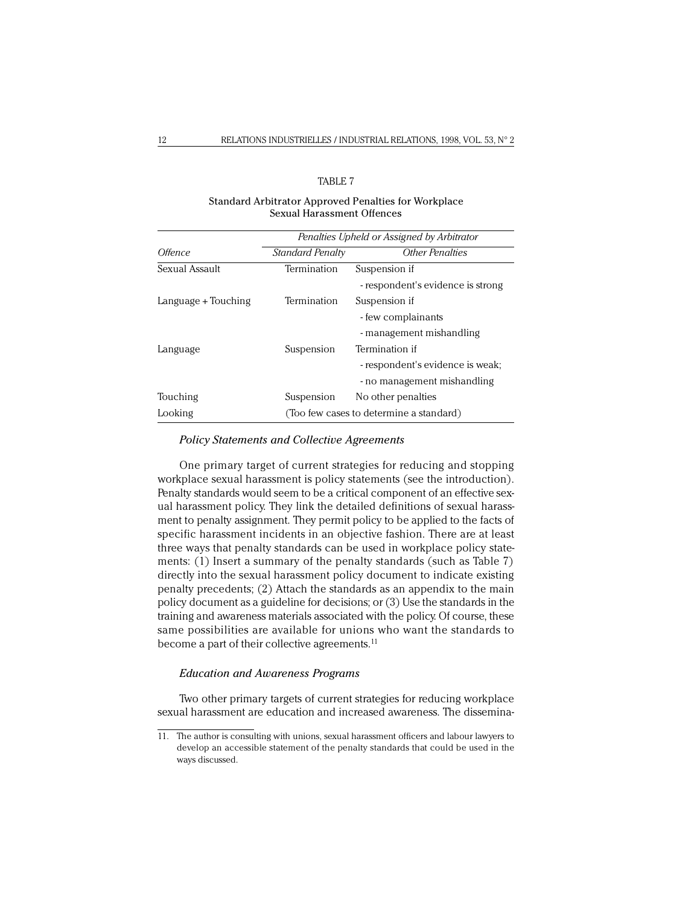TABLE 7

Standard Arbitrator Approved Penalties for Workplace Sexual Harassment Offences

| | *Penalties Upheld or Assigned by Arbitrator* | |
|---|---|---|
| *Offence* | *Standard Penalty* | *Other Penalties* |
| Sexual Assault | Termination | Suspension if |
| | | - respondent's evidence is strong |
| Language + Touching | Termination | Suspension if |
| | | - few complainants |
| | | - management mishandling |
| Language | Suspension | Termination if |
| | | - respondent's evidence is weak; |
| | | - no management mishandling |
| Touching | Suspension | No other penalties |
| Looking | (Too few cases to determine a standard) | |

### *Policy Statements and Collective Agreements*

One primary target of current strategies for reducing and stopping workplace sexual harassment is policy statements (see the introduction). Penalty standards would seem to be a critical component of an effective sexual harassment policy. They link the detailed definitions of sexual harassment to penalty assignment. They permit policy to be applied to the facts of specific harassment incidents in an objective fashion. There are at least three ways that penalty standards can be used in workplace policy statements: (1) Insert a summary of the penalty standards (such as Table 7) directly into the sexual harassment policy document to indicate existing penalty precedents; (2) Attach the standards as an appendix to the main policy document as a guideline for decisions; or (3) Use the standards in the training and awareness materials associated with the policy. Of course, these same possibilities are available for unions who want the standards to become a part of their collective agreements.[11]

### *Education and Awareness Programs*

Two other primary targets of current strategies for reducing workplace sexual harassment are education and increased awareness. The dissemina-

11. The author is consulting with unions, sexual harassment officers and labour lawyers to develop an accessible statement of the penalty standards that could be used in the ways discussed.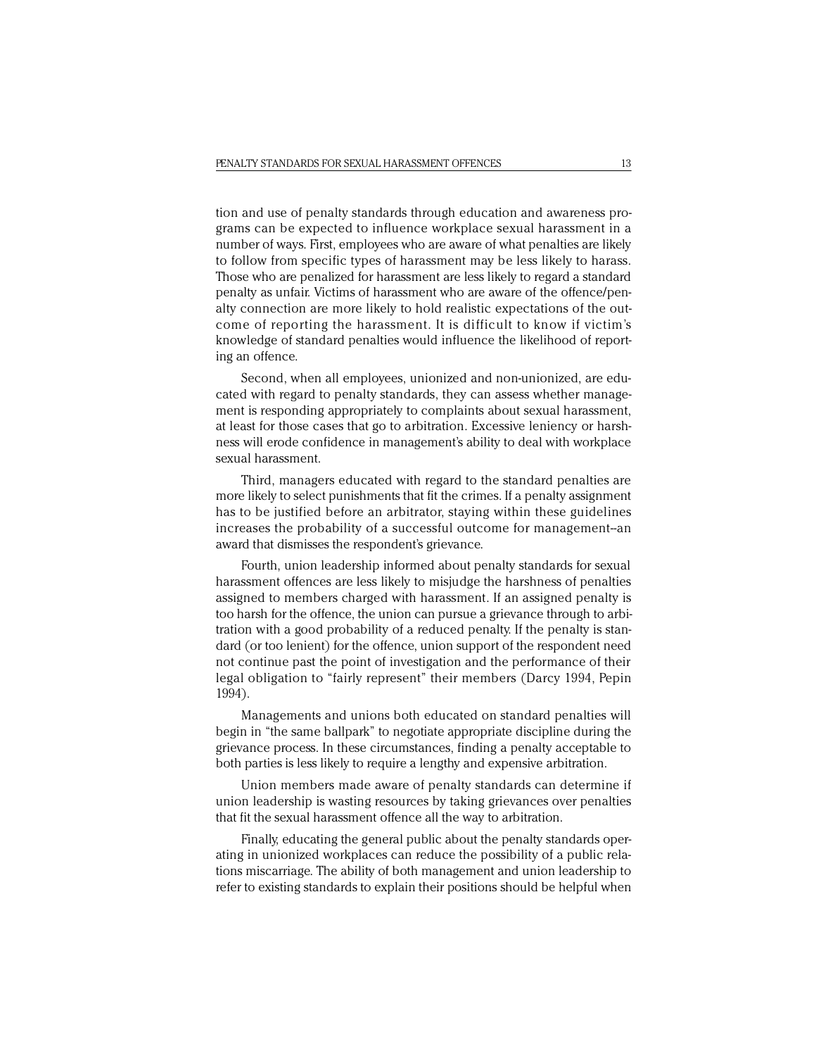tion and use of penalty standards through education and awareness programs can be expected to influence workplace sexual harassment in a number of ways. First, employees who are aware of what penalties are likely to follow from specific types of harassment may be less likely to harass. Those who are penalized for harassment are less likely to regard a standard penalty as unfair. Victims of harassment who are aware of the offence/penalty connection are more likely to hold realistic expectations of the outcome of reporting the harassment. It is difficult to know if victim's knowledge of standard penalties would influence the likelihood of reporting an offence.

Second, when all employees, unionized and non-unionized, are educated with regard to penalty standards, they can assess whether management is responding appropriately to complaints about sexual harassment, at least for those cases that go to arbitration. Excessive leniency or harshness will erode confidence in management's ability to deal with workplace sexual harassment.

Third, managers educated with regard to the standard penalties are more likely to select punishments that fit the crimes. If a penalty assignment has to be justified before an arbitrator, staying within these guidelines increases the probability of a successful outcome for management--an award that dismisses the respondent's grievance.

Fourth, union leadership informed about penalty standards for sexual harassment offences are less likely to misjudge the harshness of penalties assigned to members charged with harassment. If an assigned penalty is too harsh for the offence, the union can pursue a grievance through to arbitration with a good probability of a reduced penalty. If the penalty is standard (or too lenient) for the offence, union support of the respondent need not continue past the point of investigation and the performance of their legal obligation to "fairly represent" their members (Darcy 1994, Pepin 1994).

Managements and unions both educated on standard penalties will begin in "the same ballpark" to negotiate appropriate discipline during the grievance process. In these circumstances, finding a penalty acceptable to both parties is less likely to require a lengthy and expensive arbitration.

Union members made aware of penalty standards can determine if union leadership is wasting resources by taking grievances over penalties that fit the sexual harassment offence all the way to arbitration.

Finally, educating the general public about the penalty standards operating in unionized workplaces can reduce the possibility of a public relations miscarriage. The ability of both management and union leadership to refer to existing standards to explain their positions should be helpful when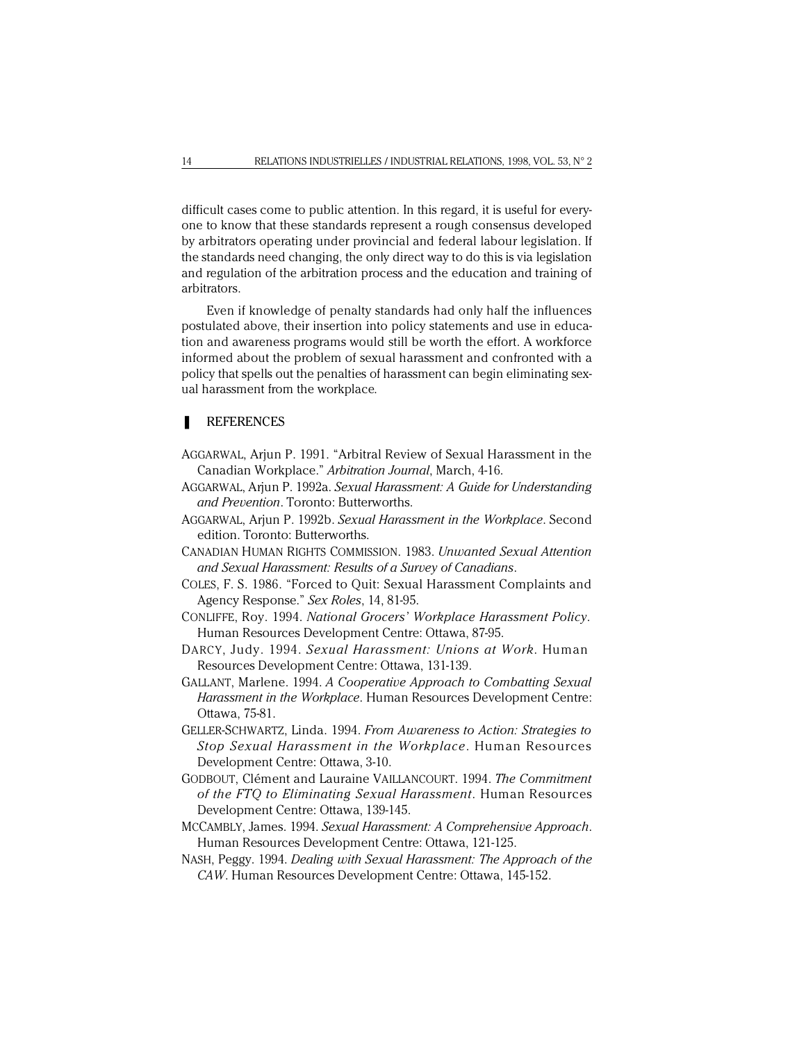difficult cases come to public attention. In this regard, it is useful for everyone to know that these standards represent a rough consensus developed by arbitrators operating under provincial and federal labour legislation. If the standards need changing, the only direct way to do this is via legislation and regulation of the arbitration process and the education and training of arbitrators.

Even if knowledge of penalty standards had only half the influences postulated above, their insertion into policy statements and use in education and awareness programs would still be worth the effort. A workforce informed about the problem of sexual harassment and confronted with a policy that spells out the penalties of harassment can begin eliminating sexual harassment from the workplace.

## REFERENCES

AGGARWAL, Arjun P. 1991. "Arbitral Review of Sexual Harassment in the Canadian Workplace." *Arbitration Journal*, March, 4-16.

AGGARWAL, Arjun P. 1992a. *Sexual Harassment: A Guide for Understanding and Prevention*. Toronto: Butterworths.

AGGARWAL, Arjun P. 1992b. *Sexual Harassment in the Workplace*. Second edition. Toronto: Butterworths.

CANADIAN HUMAN RIGHTS COMMISSION. 1983. *Unwanted Sexual Attention and Sexual Harassment: Results of a Survey of Canadians*.

COLES, F. S. 1986. "Forced to Quit: Sexual Harassment Complaints and Agency Response." *Sex Roles*, 14, 81-95.

CONLIFFE, Roy. 1994. *National Grocers' Workplace Harassment Policy*. Human Resources Development Centre: Ottawa, 87-95.

DARCY, Judy. 1994. *Sexual Harassment: Unions at Work*. Human Resources Development Centre: Ottawa, 131-139.

GALLANT, Marlene. 1994. *A Cooperative Approach to Combatting Sexual Harassment in the Workplace*. Human Resources Development Centre: Ottawa, 75-81.

GELLER-SCHWARTZ, Linda. 1994. *From Awareness to Action: Strategies to Stop Sexual Harassment in the Workplace*. Human Resources Development Centre: Ottawa, 3-10.

GODBOUT, Clément and Lauraine VAILLANCOURT. 1994. *The Commitment of the FTQ to Eliminating Sexual Harassment*. Human Resources Development Centre: Ottawa, 139-145.

MCCAMBLY, James. 1994. *Sexual Harassment: A Comprehensive Approach*. Human Resources Development Centre: Ottawa, 121-125.

NASH, Peggy. 1994. *Dealing with Sexual Harassment: The Approach of the CAW*. Human Resources Development Centre: Ottawa, 145-152.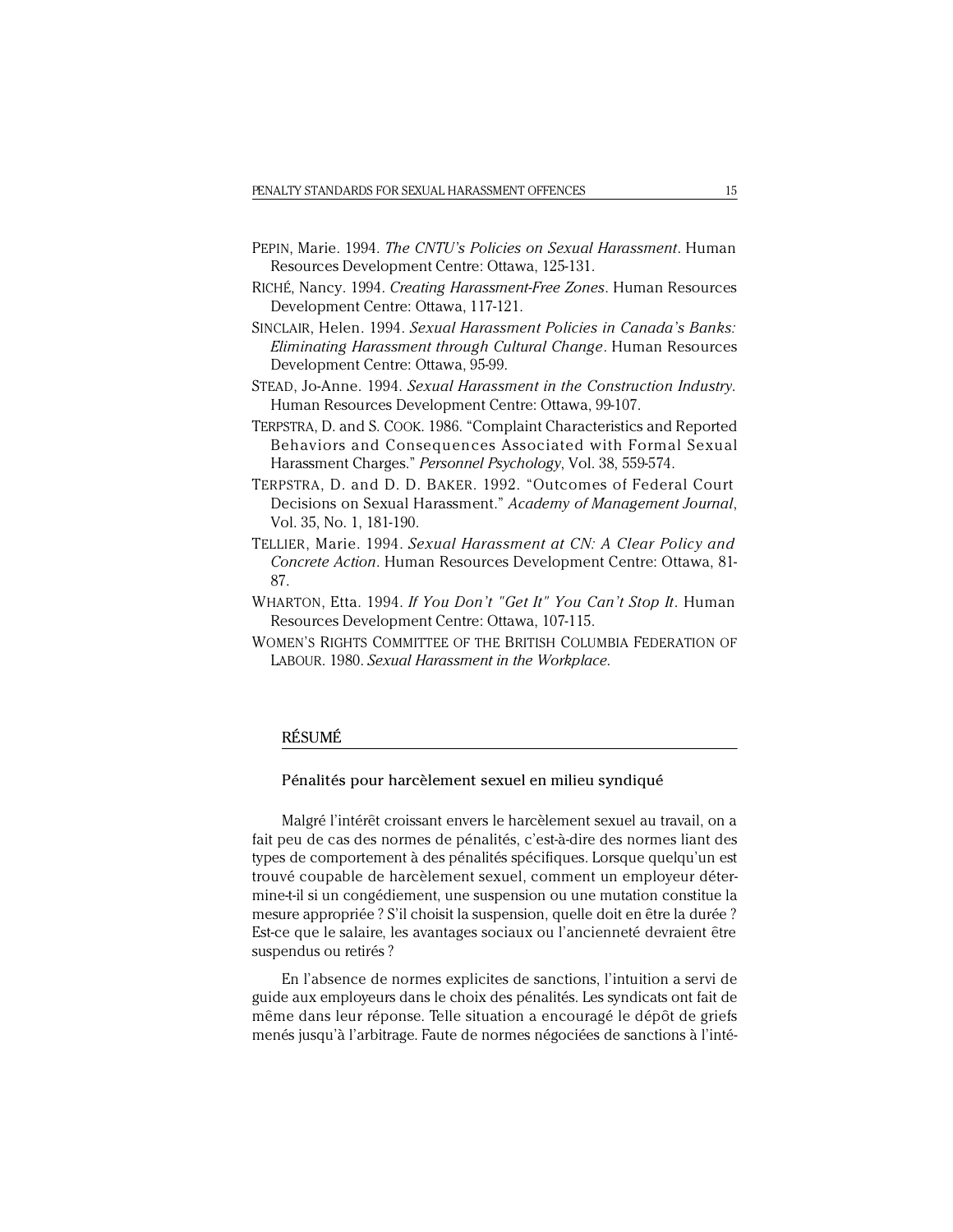PEPIN, Marie. 1994. *The CNTU's Policies on Sexual Harassment*. Human Resources Development Centre: Ottawa, 125-131.

RICHÉ, Nancy. 1994. *Creating Harassment-Free Zones*. Human Resources Development Centre: Ottawa, 117-121.

SINCLAIR, Helen. 1994. *Sexual Harassment Policies in Canada's Banks: Eliminating Harassment through Cultural Change*. Human Resources Development Centre: Ottawa, 95-99.

STEAD, Jo-Anne. 1994. *Sexual Harassment in the Construction Industry*. Human Resources Development Centre: Ottawa, 99-107.

TERPSTRA, D. and S. COOK. 1986. "Complaint Characteristics and Reported Behaviors and Consequences Associated with Formal Sexual Harassment Charges." *Personnel Psychology*, Vol. 38, 559-574.

TERPSTRA, D. and D. D. BAKER. 1992. "Outcomes of Federal Court Decisions on Sexual Harassment." *Academy of Management Journal*, Vol. 35, No. 1, 181-190.

TELLIER, Marie. 1994. *Sexual Harassment at CN: A Clear Policy and Concrete Action*. Human Resources Development Centre: Ottawa, 81-87.

WHARTON, Etta. 1994. *If You Don't "Get It" You Can't Stop It*. Human Resources Development Centre: Ottawa, 107-115.

WOMEN'S RIGHTS COMMITTEE OF THE BRITISH COLUMBIA FEDERATION OF LABOUR. 1980. *Sexual Harassment in the Workplace*.

## RÉSUMÉ

### Pénalités pour harcèlement sexuel en milieu syndiqué

Malgré l'intérêt croissant envers le harcèlement sexuel au travail, on a fait peu de cas des normes de pénalités, c'est-à-dire des normes liant des types de comportement à des pénalités spécifiques. Lorsque quelqu'un est trouvé coupable de harcèlement sexuel, comment un employeur détermine-t-il si un congédiement, une suspension ou une mutation constitue la mesure appropriée ? S'il choisit la suspension, quelle doit en être la durée ? Est-ce que le salaire, les avantages sociaux ou l'ancienneté devraient être suspendus ou retirés ?

En l'absence de normes explicites de sanctions, l'intuition a servi de guide aux employeurs dans le choix des pénalités. Les syndicats ont fait de même dans leur réponse. Telle situation a encouragé le dépôt de griefs menés jusqu'à l'arbitrage. Faute de normes négociées de sanctions à l'inté-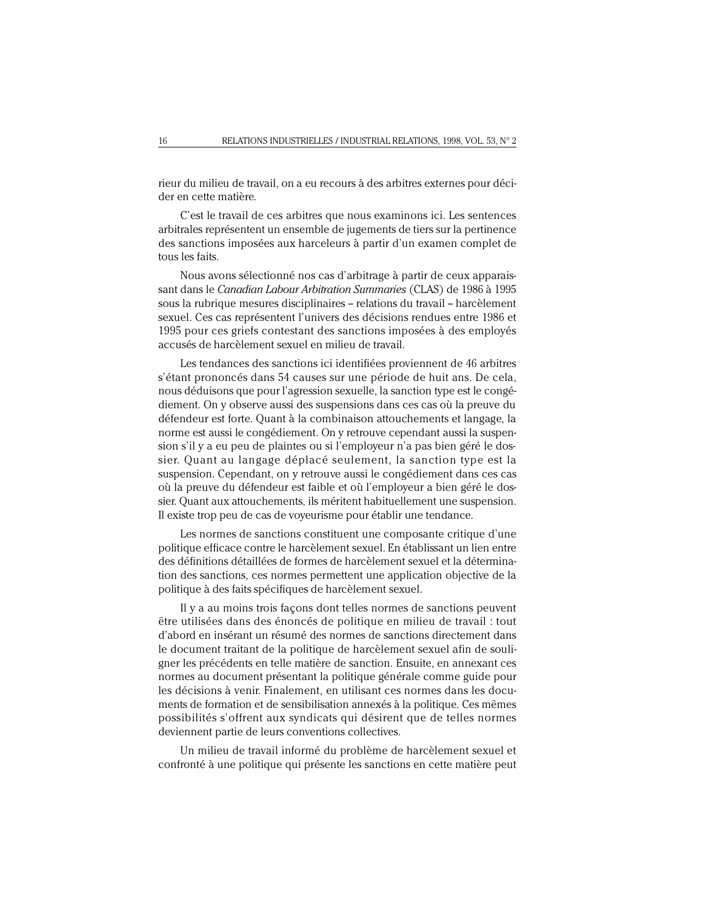rieur du milieu de travail, on a eu recours à des arbitres externes pour décider en cette matière.

C'est le travail de ces arbitres que nous examinons ici. Les sentences arbitrales représentent un ensemble de jugements de tiers sur la pertinence des sanctions imposées aux harceleurs à partir d'un examen complet de tous les faits.

Nous avons sélectionné nos cas d'arbitrage à partir de ceux apparaissant dans le *Canadian Labour Arbitration Summaries* (CLAS) de 1986 à 1995 sous la rubrique mesures disciplinaires – relations du travail – harcèlement sexuel. Ces cas représentent l'univers des décisions rendues entre 1986 et 1995 pour ces griefs contestant des sanctions imposées à des employés accusés de harcèlement sexuel en milieu de travail.

Les tendances des sanctions ici identifiées proviennent de 46 arbitres s'étant prononcés dans 54 causes sur une période de huit ans. De cela, nous déduisons que pour l'agression sexuelle, la sanction type est le congédiement. On y observe aussi des suspensions dans ces cas où la preuve du défendeur est forte. Quant à la combinaison attouchements et langage, la norme est aussi le congédiement. On y retrouve cependant aussi la suspension s'il y a eu peu de plaintes ou si l'employeur n'a pas bien géré le dossier. Quant au langage déplacé seulement, la sanction type est la suspension. Cependant, on y retrouve aussi le congédiement dans ces cas où la preuve du défendeur est faible et où l'employeur a bien géré le dossier. Quant aux attouchements, ils méritent habituellement une suspension. Il existe trop peu de cas de voyeurisme pour établir une tendance.

Les normes de sanctions constituent une composante critique d'une politique efficace contre le harcèlement sexuel. En établissant un lien entre des définitions détaillées de formes de harcèlement sexuel et la détermination des sanctions, ces normes permettent une application objective de la politique à des faits spécifiques de harcèlement sexuel.

Il y a au moins trois façons dont telles normes de sanctions peuvent être utilisées dans des énoncés de politique en milieu de travail : tout d'abord en insérant un résumé des normes de sanctions directement dans le document traitant de la politique de harcèlement sexuel afin de souligner les précédents en telle matière de sanction. Ensuite, en annexant ces normes au document présentant la politique générale comme guide pour les décisions à venir. Finalement, en utilisant ces normes dans les documents de formation et de sensibilisation annexés à la politique. Ces mêmes possibilités s'offrent aux syndicats qui désirent que de telles normes deviennent partie de leurs conventions collectives.

Un milieu de travail informé du problème de harcèlement sexuel et confronté à une politique qui présente les sanctions en cette matière peut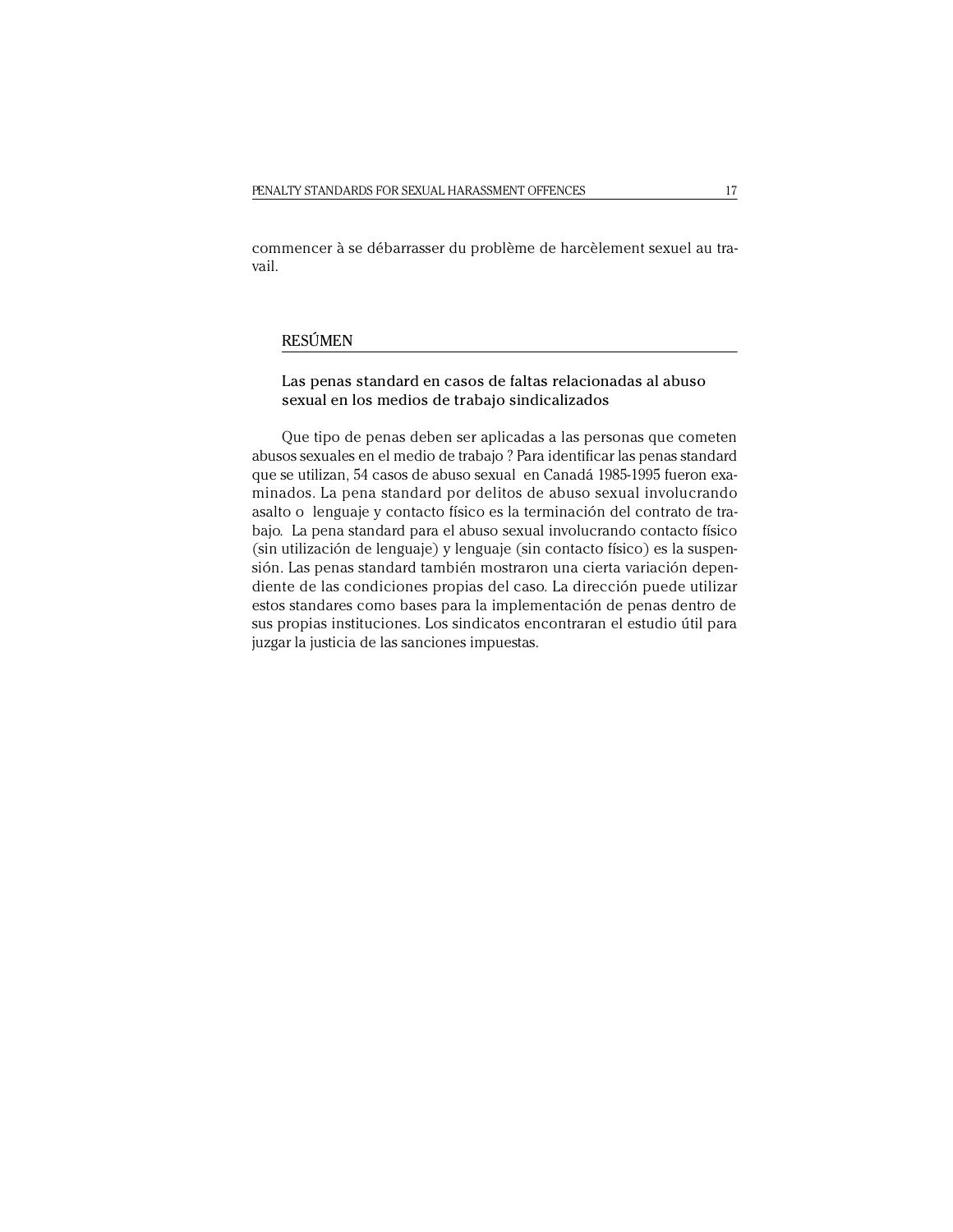commencer à se débarrasser du problème de harcèlement sexuel au travail.

## RESÚMEN

### Las penas standard en casos de faltas relacionadas al abuso sexual en los medios de trabajo sindicalizados

Que tipo de penas deben ser aplicadas a las personas que cometen abusos sexuales en el medio de trabajo ? Para identificar las penas standard que se utilizan, 54 casos de abuso sexual en Canadá 1985-1995 fueron examinados. La pena standard por delitos de abuso sexual involucrando asalto o lenguaje y contacto físico es la terminación del contrato de trabajo. La pena standard para el abuso sexual involucrando contacto físico (sin utilización de lenguaje) y lenguaje (sin contacto físico) es la suspensión. Las penas standard también mostraron una cierta variación dependiente de las condiciones propias del caso. La dirección puede utilizar estos standares como bases para la implementación de penas dentro de sus propias instituciones. Los sindicatos encontraran el estudio útil para juzgar la justicia de las sanciones impuestas.